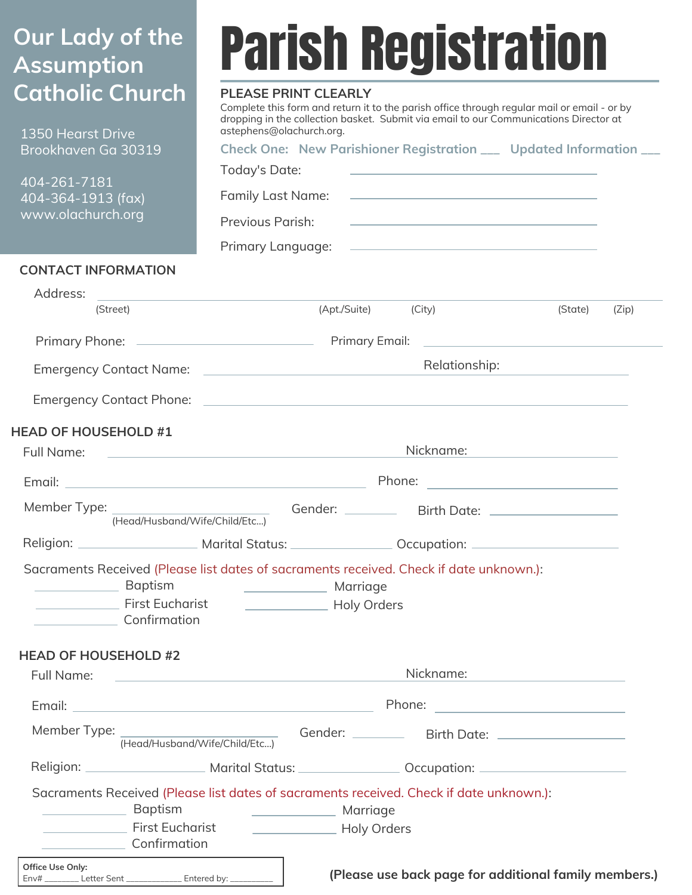## Our Lady of the Assumption Catholic Church

1350 Hearst Drive
Brookhaven Ga 30319

404-261-7181
404-364-1913 (fax)
www.olachurch.org

# Parish Registration

**PLEASE PRINT CLEARLY**

Complete this form and return it to the parish office through regular mail or email - or by dropping in the collection basket. Submit via email to our Communications Director at astephens@olachurch.org.

Check One: New Parishioner Registration ___ Updated Information ___

Today's Date: ______________________________

Family Last Name: ______________________________

Previous Parish: ______________________________

Primary Language: ______________________________

## CONTACT INFORMATION

Address: ____________________________________________________________
(Street) (Apt./Suite) (City) (State) (Zip)

Primary Phone: ____________________ Primary Email: ______________________________

Emergency Contact Name: ______________________________ Relationship: ____________________

Emergency Contact Phone: ______________________________________________________

## HEAD OF HOUSEHOLD #1

Full Name: ______________________________ Nickname: ____________________

Email: ______________________________ Phone: ____________________

Member Type: ____________________ (Head/Husband/Wife/Child/Etc...) Gender: ________ Birth Date: ________________

Religion: ______________ Marital Status: ______________ Occupation: ______________

Sacraments Received (Please list dates of sacraments received. Check if date unknown.):

__________ Baptism
__________ First Eucharist
__________ Confirmation
__________ Marriage
__________ Holy Orders

## HEAD OF HOUSEHOLD #2

Full Name: ______________________________ Nickname: ____________________

Email: ______________________________ Phone: ____________________

Member Type: ____________________ (Head/Husband/Wife/Child/Etc...) Gender: ________ Birth Date: ________________

Religion: ______________ Marital Status: ______________ Occupation: ______________

Sacraments Received (Please list dates of sacraments received. Check if date unknown.):

__________ Baptism
__________ First Eucharist
__________ Confirmation
__________ Marriage
__________ Holy Orders

**Office Use Only:**
Env# _______ Letter Sent ___________ Entered by: _________

**(Please use back page for additional family members.)**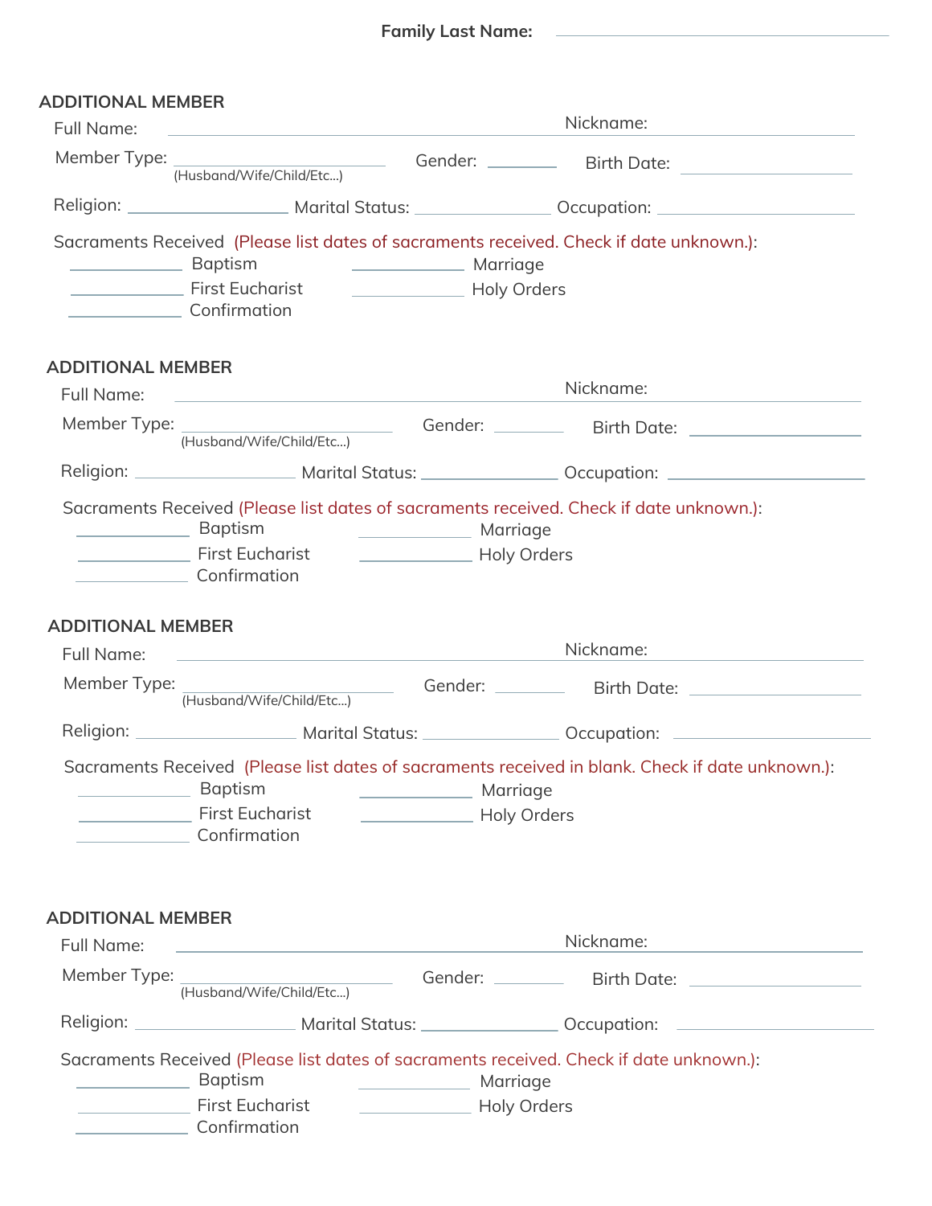**Family Last Name:** ____________________

## ADDITIONAL MEMBER

Full Name: ____________________ Nickname: ____________________

Member Type: ____________________ (Husband/Wife/Child/Etc...) Gender: ________ Birth Date: ____________________

Religion: ____________________ Marital Status: ____________________ Occupation: ____________________

Sacraments Received (Please list dates of sacraments received. Check if date unknown.):

- ____________ Baptism
- ____________ First Eucharist
- ____________ Confirmation
- ____________ Marriage
- ____________ Holy Orders

## ADDITIONAL MEMBER

Full Name: ____________________ Nickname: ____________________

Member Type: ____________________ (Husband/Wife/Child/Etc...) Gender: ________ Birth Date: ____________________

Religion: ____________________ Marital Status: ____________________ Occupation: ____________________

Sacraments Received (Please list dates of sacraments received. Check if date unknown.):

- ____________ Baptism
- ____________ First Eucharist
- ____________ Confirmation
- ____________ Marriage
- ____________ Holy Orders

## ADDITIONAL MEMBER

Full Name: ____________________ Nickname: ____________________

Member Type: ____________________ (Husband/Wife/Child/Etc...) Gender: ________ Birth Date: ____________________

Religion: ____________________ Marital Status: ____________________ Occupation: ____________________

Sacraments Received (Please list dates of sacraments received in blank. Check if date unknown.):

- ____________ Baptism
- ____________ First Eucharist
- ____________ Confirmation
- ____________ Marriage
- ____________ Holy Orders

## ADDITIONAL MEMBER

Full Name: ____________________ Nickname: ____________________

Member Type: ____________________ (Husband/Wife/Child/Etc...) Gender: ________ Birth Date: ____________________

Religion: ____________________ Marital Status: ____________________ Occupation: ____________________

Sacraments Received (Please list dates of sacraments received. Check if date unknown.):

- ____________ Baptism
- ____________ First Eucharist
- ____________ Confirmation
- ____________ Marriage
- ____________ Holy Orders